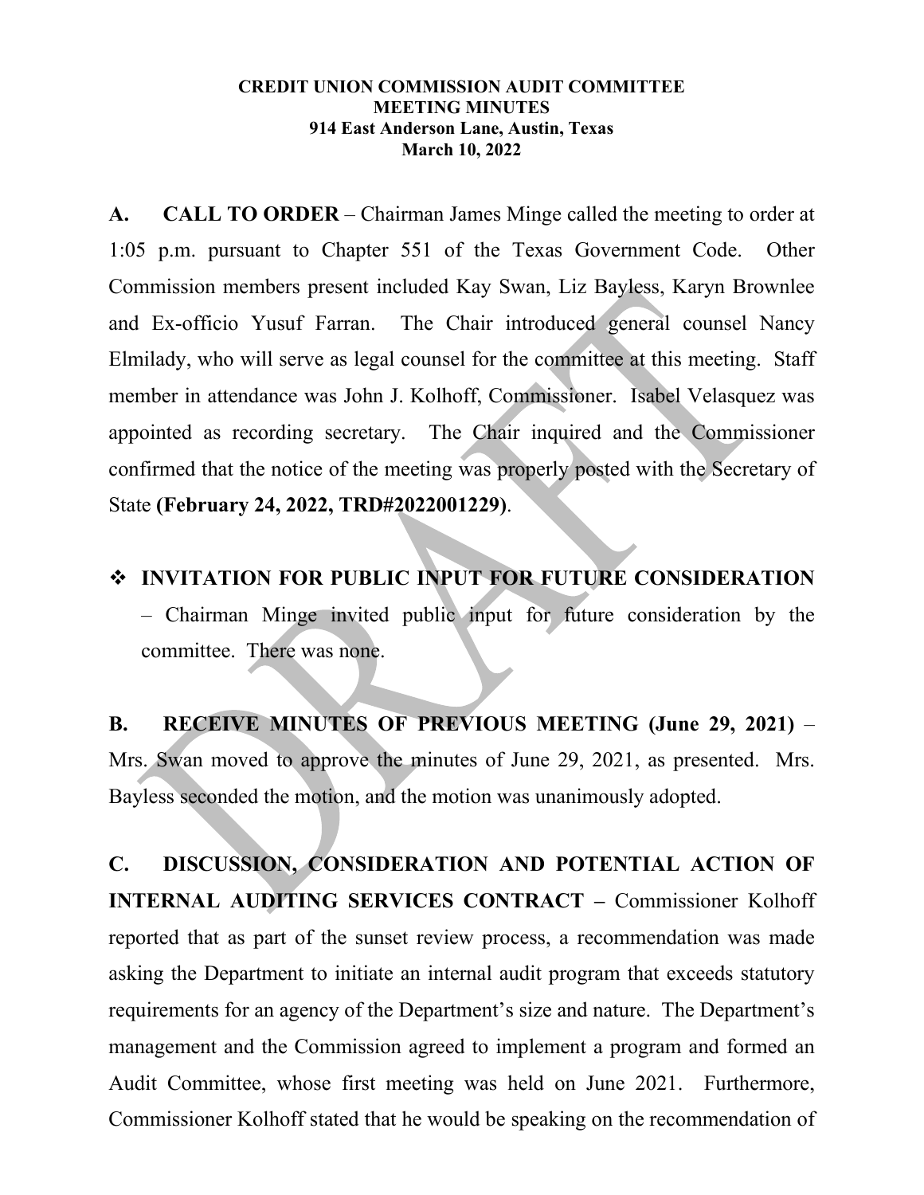**CREDIT UNION COMMISSION AUDIT COMMITTEE**
**MEETING MINUTES**
**914 East Anderson Lane, Austin, Texas**
**March 10, 2022**

**A. CALL TO ORDER** – Chairman James Minge called the meeting to order at 1:05 p.m. pursuant to Chapter 551 of the Texas Government Code. Other Commission members present included Kay Swan, Liz Bayless, Karyn Brownlee and Ex-officio Yusuf Farran. The Chair introduced general counsel Nancy Elmilady, who will serve as legal counsel for the committee at this meeting. Staff member in attendance was John J. Kolhoff, Commissioner. Isabel Velasquez was appointed as recording secretary. The Chair inquired and the Commissioner confirmed that the notice of the meeting was properly posted with the Secretary of State **(February 24, 2022, TRD#2022001229)**.

- **INVITATION FOR PUBLIC INPUT FOR FUTURE CONSIDERATION** – Chairman Minge invited public input for future consideration by the committee. There was none.

**B. RECEIVE MINUTES OF PREVIOUS MEETING (June 29, 2021)** – Mrs. Swan moved to approve the minutes of June 29, 2021, as presented. Mrs. Bayless seconded the motion, and the motion was unanimously adopted.

**C. DISCUSSION, CONSIDERATION AND POTENTIAL ACTION OF INTERNAL AUDITING SERVICES CONTRACT –** Commissioner Kolhoff reported that as part of the sunset review process, a recommendation was made asking the Department to initiate an internal audit program that exceeds statutory requirements for an agency of the Department's size and nature. The Department's management and the Commission agreed to implement a program and formed an Audit Committee, whose first meeting was held on June 2021. Furthermore, Commissioner Kolhoff stated that he would be speaking on the recommendation of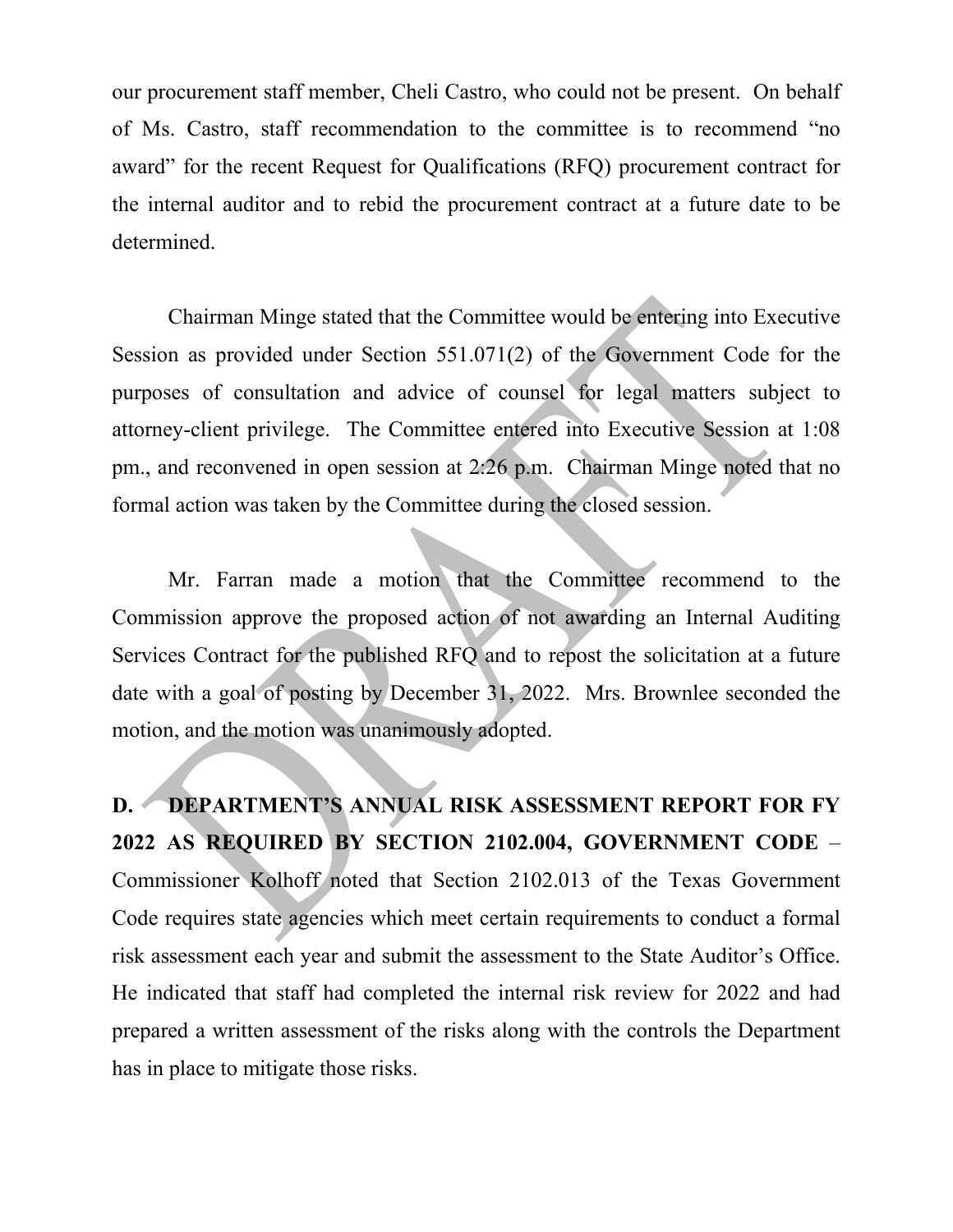our procurement staff member, Cheli Castro, who could not be present. On behalf of Ms. Castro, staff recommendation to the committee is to recommend "no award" for the recent Request for Qualifications (RFQ) procurement contract for the internal auditor and to rebid the procurement contract at a future date to be determined.

Chairman Minge stated that the Committee would be entering into Executive Session as provided under Section 551.071(2) of the Government Code for the purposes of consultation and advice of counsel for legal matters subject to attorney-client privilege. The Committee entered into Executive Session at 1:08 pm., and reconvened in open session at 2:26 p.m. Chairman Minge noted that no formal action was taken by the Committee during the closed session.

Mr. Farran made a motion that the Committee recommend to the Commission approve the proposed action of not awarding an Internal Auditing Services Contract for the published RFQ and to repost the solicitation at a future date with a goal of posting by December 31, 2022. Mrs. Brownlee seconded the motion, and the motion was unanimously adopted.

**D. DEPARTMENT'S ANNUAL RISK ASSESSMENT REPORT FOR FY 2022 AS REQUIRED BY SECTION 2102.004, GOVERNMENT CODE** – Commissioner Kolhoff noted that Section 2102.013 of the Texas Government Code requires state agencies which meet certain requirements to conduct a formal risk assessment each year and submit the assessment to the State Auditor's Office. He indicated that staff had completed the internal risk review for 2022 and had prepared a written assessment of the risks along with the controls the Department has in place to mitigate those risks.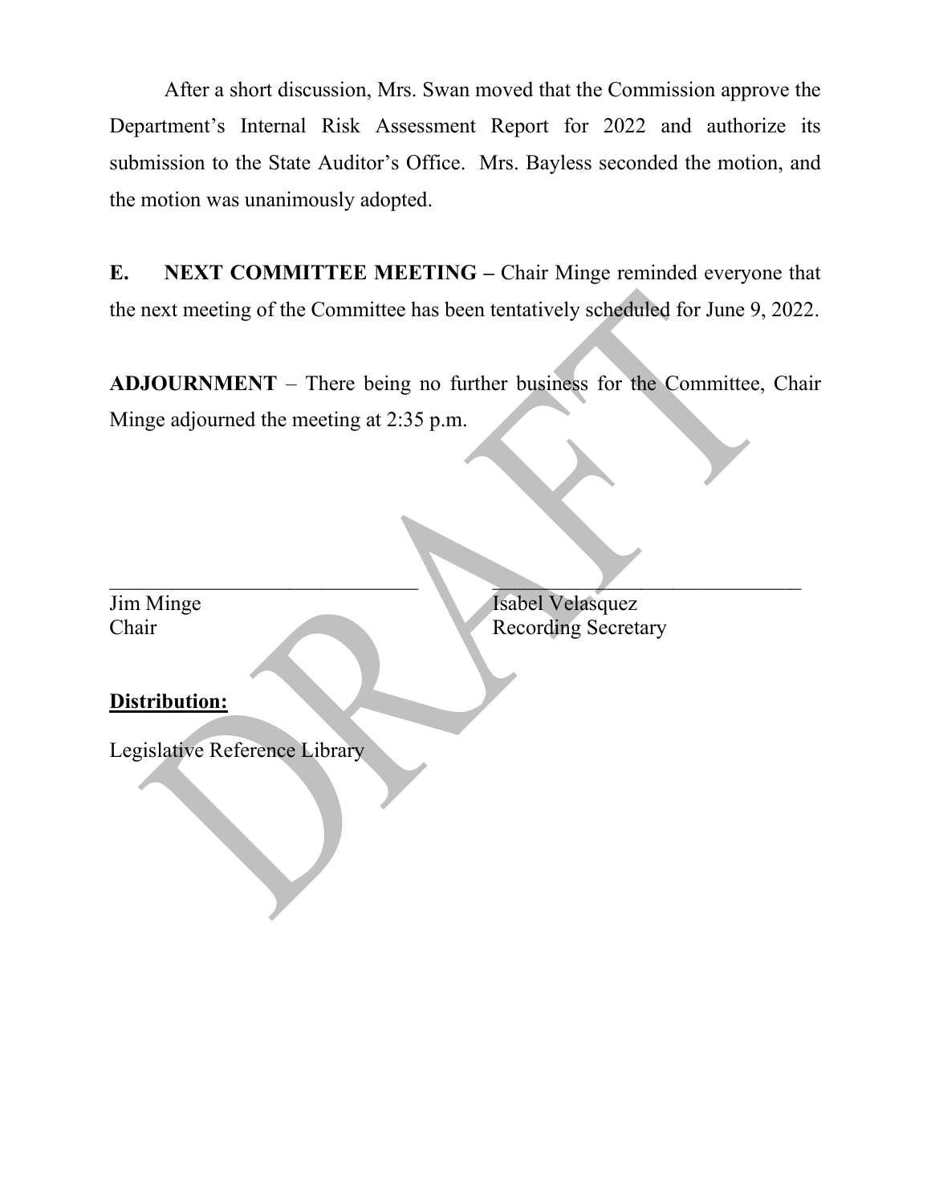After a short discussion, Mrs. Swan moved that the Commission approve the Department's Internal Risk Assessment Report for 2022 and authorize its submission to the State Auditor's Office. Mrs. Bayless seconded the motion, and the motion was unanimously adopted.

**E. NEXT COMMITTEE MEETING –** Chair Minge reminded everyone that the next meeting of the Committee has been tentatively scheduled for June 9, 2022.

**ADJOURNMENT** – There being no further business for the Committee, Chair Minge adjourned the meeting at 2:35 p.m.

| | |
|---|---|
| ______________________________ | ______________________________ |
| Jim Minge | Isabel Velasquez |
| Chair | Recording Secretary |

**Distribution:**

Legislative Reference Library

DRAFT